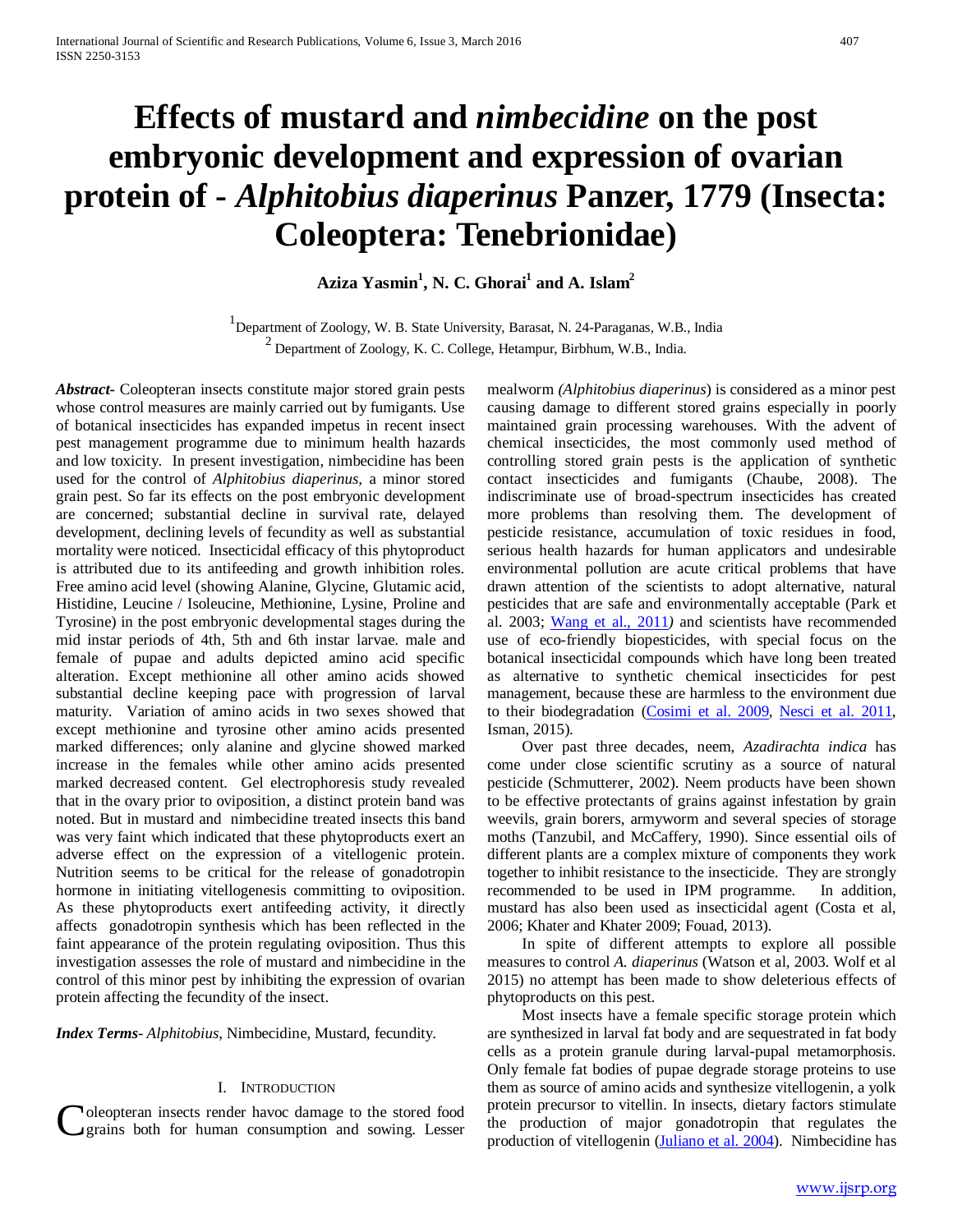# Effects of mustard and *nimbecidine* on the post embryonic development and expression of ovarian protein of - *Alphitobius diaperinus* Panzer, 1779 (Insecta: Coleoptera: Tenebrionidae)

**Aziza Yasmin[1], N. C. Ghorai[1] and A. Islam[2]**

[1] Department of Zoology, W. B. State University, Barasat, N. 24-Paraganas, W.B., India
[2] Department of Zoology, K. C. College, Hetampur, Birbhum, W.B., India.

***Abstract*-** Coleopteran insects constitute major stored grain pests whose control measures are mainly carried out by fumigants. Use of botanical insecticides has expanded impetus in recent insect pest management programme due to minimum health hazards and low toxicity. In present investigation, nimbecidine has been used for the control of *Alphitobius diaperinus*, a minor stored grain pest. So far its effects on the post embryonic development are concerned; substantial decline in survival rate, delayed development, declining levels of fecundity as well as substantial mortality were noticed. Insecticidal efficacy of this phytoproduct is attributed due to its antifeeding and growth inhibition roles. Free amino acid level (showing Alanine, Glycine, Glutamic acid, Histidine, Leucine / Isoleucine, Methionine, Lysine, Proline and Tyrosine) in the post embryonic developmental stages during the mid instar periods of 4th, 5th and 6th instar larvae. male and female of pupae and adults depicted amino acid specific alteration. Except methionine all other amino acids showed substantial decline keeping pace with progression of larval maturity. Variation of amino acids in two sexes showed that except methionine and tyrosine other amino acids presented marked differences; only alanine and glycine showed marked increase in the females while other amino acids presented marked decreased content. Gel electrophoresis study revealed that in the ovary prior to oviposition, a distinct protein band was noted. But in mustard and nimbecidine treated insects this band was very faint which indicated that these phytoproducts exert an adverse effect on the expression of a vitellogenic protein. Nutrition seems to be critical for the release of gonadotropin hormone in initiating vitellogenesis committing to oviposition. As these phytoproducts exert antifeeding activity, it directly affects gonadotropin synthesis which has been reflected in the faint appearance of the protein regulating oviposition. Thus this investigation assesses the role of mustard and nimbecidine in the control of this minor pest by inhibiting the expression of ovarian protein affecting the fecundity of the insect.

***Index Terms*-** *Alphitobius*, Nimbecidine, Mustard, fecundity.

## I. Introduction

Coleopteran insects render havoc damage to the stored food grains both for human consumption and sowing. Lesser mealworm *(Alphitobius diaperinus*) is considered as a minor pest causing damage to different stored grains especially in poorly maintained grain processing warehouses. With the advent of chemical insecticides, the most commonly used method of controlling stored grain pests is the application of synthetic contact insecticides and fumigants (Chaube, 2008). The indiscriminate use of broad-spectrum insecticides has created more problems than resolving them. The development of pesticide resistance, accumulation of toxic residues in food, serious health hazards for human applicators and undesirable environmental pollution are acute critical problems that have drawn attention of the scientists to adopt alternative, natural pesticides that are safe and environmentally acceptable (Park et al. 2003; Wang et al., 2011*)* and scientists have recommended use of eco-friendly biopesticides, with special focus on the botanical insecticidal compounds which have long been treated as alternative to synthetic chemical insecticides for pest management, because these are harmless to the environment due to their biodegradation (Cosimi et al. 2009, Nesci et al. 2011, Isman, 2015).

Over past three decades, neem, *Azadirachta indica* has come under close scientific scrutiny as a source of natural pesticide (Schmutterer, 2002). Neem products have been shown to be effective protectants of grains against infestation by grain weevils, grain borers, armyworm and several species of storage moths (Tanzubil, and McCaffery, 1990). Since essential oils of different plants are a complex mixture of components they work together to inhibit resistance to the insecticide. They are strongly recommended to be used in IPM programme. In addition, mustard has also been used as insecticidal agent (Costa et al, 2006; Khater and Khater 2009; Fouad, 2013).

In spite of different attempts to explore all possible measures to control *A. diaperinus* (Watson et al, 2003. Wolf et al 2015) no attempt has been made to show deleterious effects of phytoproducts on this pest.

Most insects have a female specific storage protein which are synthesized in larval fat body and are sequestrated in fat body cells as a protein granule during larval-pupal metamorphosis. Only female fat bodies of pupae degrade storage proteins to use them as source of amino acids and synthesize vitellogenin, a yolk protein precursor to vitellin. In insects, dietary factors stimulate the production of major gonadotropin that regulates the production of vitellogenin (Juliano et al. 2004). Nimbecidine has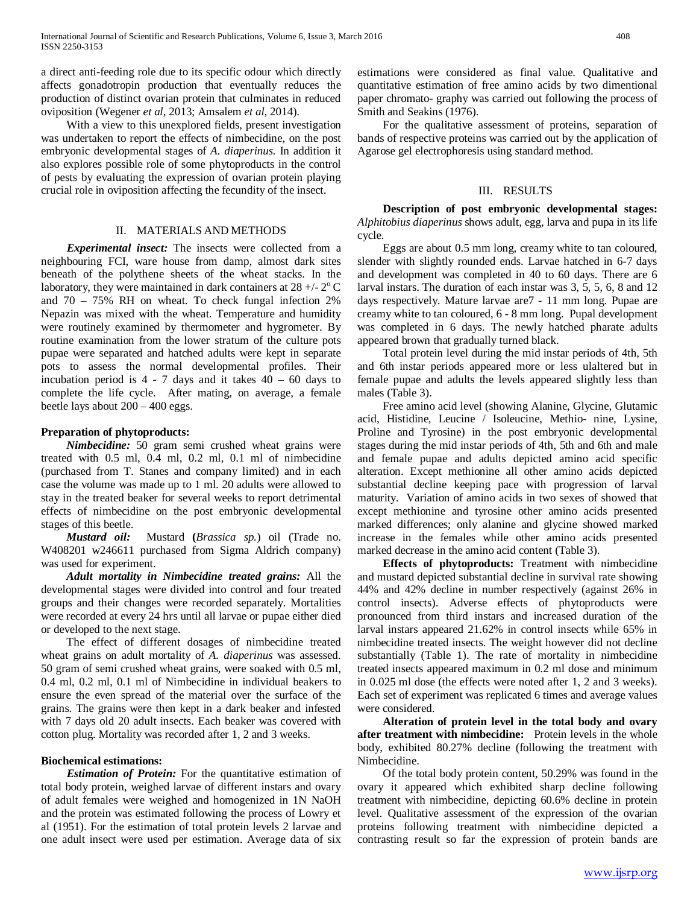a direct anti-feeding role due to its specific odour which directly affects gonadotropin production that eventually reduces the production of distinct ovarian protein that culminates in reduced oviposition (Wegener *et al*, 2013; Amsalem *et al*, 2014).

With a view to this unexplored fields, present investigation was undertaken to report the effects of nimbecidine, on the post embryonic developmental stages of *A. diaperinus.* In addition it also explores possible role of some phytoproducts in the control of pests by evaluating the expression of ovarian protein playing crucial role in oviposition affecting the fecundity of the insect.

## II. MATERIALS AND METHODS

***Experimental insect:*** The insects were collected from a neighbouring FCI, ware house from damp, almost dark sites beneath of the polythene sheets of the wheat stacks. In the laboratory, they were maintained in dark containers at 28 +/- $2^o$ C and 70 – 75% RH on wheat. To check fungal infection 2% Nepazin was mixed with the wheat. Temperature and humidity were routinely examined by thermometer and hygrometer. By routine examination from the lower stratum of the culture pots pupae were separated and hatched adults were kept in separate pots to assess the normal developmental profiles. Their incubation period is 4 - 7 days and it takes 40 – 60 days to complete the life cycle. After mating, on average, a female beetle lays about 200 – 400 eggs.

**Preparation of phytoproducts:**

***Nimbecidine:*** 50 gram semi crushed wheat grains were treated with 0.5 ml, 0.4 ml, 0.2 ml, 0.1 ml of nimbecidine (purchased from T. Stanes and company limited) and in each case the volume was made up to 1 ml. 20 adults were allowed to stay in the treated beaker for several weeks to report detrimental effects of nimbecidine on the post embryonic developmental stages of this beetle.

***Mustard oil:*** Mustard **(***Brassica sp.*) oil (Trade no. W408201 w246611 purchased from Sigma Aldrich company) was used for experiment.

***Adult mortality in Nimbecidine treated grains:*** All the developmental stages were divided into control and four treated groups and their changes were recorded separately. Mortalities were recorded at every 24 hrs until all larvae or pupae either died or developed to the next stage.

The effect of different dosages of nimbecidine treated wheat grains on adult mortality of *A. diaperinus* was assessed. 50 gram of semi crushed wheat grains, were soaked with 0.5 ml, 0.4 ml, 0.2 ml, 0.1 ml of Nimbecidine in individual beakers to ensure the even spread of the material over the surface of the grains. The grains were then kept in a dark beaker and infested with 7 days old 20 adult insects. Each beaker was covered with cotton plug. Mortality was recorded after 1, 2 and 3 weeks.

**Biochemical estimations:**

***Estimation of Protein:*** For the quantitative estimation of total body protein, weighed larvae of different instars and ovary of adult females were weighed and homogenized in 1N NaOH and the protein was estimated following the process of Lowry et al (1951). For the estimation of total protein levels 2 larvae and one adult insect were used per estimation. Average data of six estimations were considered as final value. Qualitative and quantitative estimation of free amino acids by two dimentional paper chromato- graphy was carried out following the process of Smith and Seakins (1976).

For the qualitative assessment of proteins, separation of bands of respective proteins was carried out by the application of Agarose gel electrophoresis using standard method.

## III. RESULTS

**Description of post embryonic developmental stages:** *Alphitobius diaperinus* shows adult, egg, larva and pupa in its life cycle.

Eggs are about 0.5 mm long, creamy white to tan coloured, slender with slightly rounded ends. Larvae hatched in 6-7 days and development was completed in 40 to 60 days. There are 6 larval instars. The duration of each instar was 3, 5, 5, 6, 8 and 12 days respectively. Mature larvae are7 - 11 mm long. Pupae are creamy white to tan coloured, 6 - 8 mm long. Pupal development was completed in 6 days. The newly hatched pharate adults appeared brown that gradually turned black.

Total protein level during the mid instar periods of 4th, 5th and 6th instar periods appeared more or less ulaltered but in female pupae and adults the levels appeared slightly less than males (Table 3).

Free amino acid level (showing Alanine, Glycine, Glutamic acid, Histidine, Leucine / Isoleucine, Methio- nine, Lysine, Proline and Tyrosine) in the post embryonic developmental stages during the mid instar periods of 4th, 5th and 6th and male and female pupae and adults depicted amino acid specific alteration. Except methionine all other amino acids depicted substantial decline keeping pace with progression of larval maturity. Variation of amino acids in two sexes of showed that except methionine and tyrosine other amino acids presented marked differences; only alanine and glycine showed marked increase in the females while other amino acids presented marked decrease in the amino acid content (Table 3).

**Effects of phytoproducts:** Treatment with nimbecidine and mustard depicted substantial decline in survival rate showing 44% and 42% decline in number respectively (against 26% in control insects). Adverse effects of phytoproducts were pronounced from third instars and increased duration of the larval instars appeared 21.62% in control insects while 65% in nimbecidine treated insects. The weight however did not decline substantially (Table 1). The rate of mortality in nimbecidine treated insects appeared maximum in 0.2 ml dose and minimum in 0.025 ml dose (the effects were noted after 1, 2 and 3 weeks). Each set of experiment was replicated 6 times and average values were considered.

**Alteration of protein level in the total body and ovary after treatment with nimbecidine:** Protein levels in the whole body, exhibited 80.27% decline (following the treatment with Nimbecidine.

Of the total body protein content, 50.29% was found in the ovary it appeared which exhibited sharp decline following treatment with nimbecidine, depicting 60.6% decline in protein level. Qualitative assessment of the expression of the ovarian proteins following treatment with nimbecidine depicted a contrasting result so far the expression of protein bands are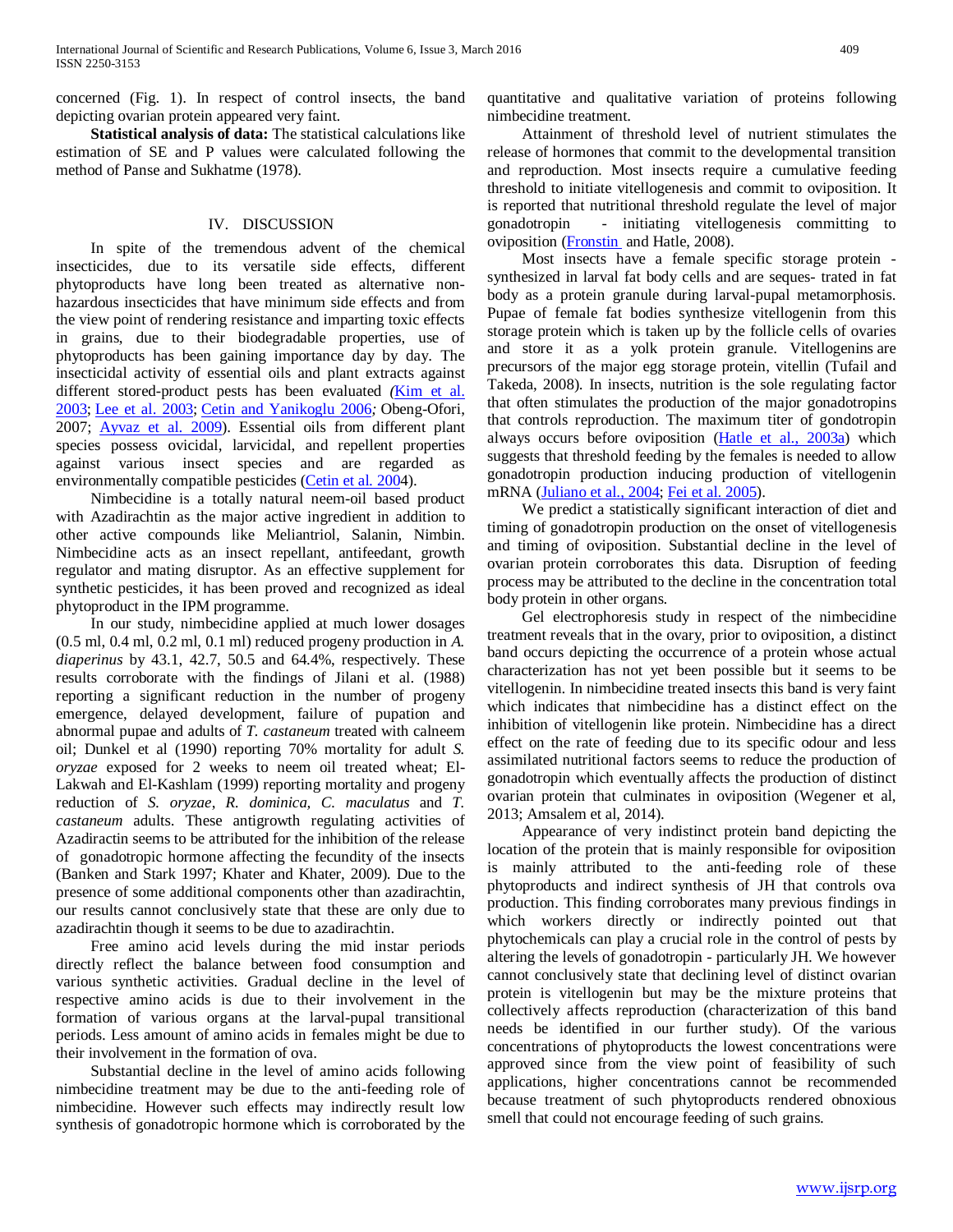concerned (Fig. 1). In respect of control insects, the band depicting ovarian protein appeared very faint.

**Statistical analysis of data:** The statistical calculations like estimation of SE and P values were calculated following the method of Panse and Sukhatme (1978).

## IV. DISCUSSION

In spite of the tremendous advent of the chemical insecticides, due to its versatile side effects, different phytoproducts have long been treated as alternative non-hazardous insecticides that have minimum side effects and from the view point of rendering resistance and imparting toxic effects in grains, due to their biodegradable properties, use of phytoproducts has been gaining importance day by day. The insecticidal activity of essential oils and plant extracts against different stored-product pests has been evaluated *(*Kim et al. 2003; Lee et al. 2003; Cetin and Yanikoglu 2006*;* Obeng-Ofori, 2007; Ayvaz et al. 2009). Essential oils from different plant species possess ovicidal, larvicidal, and repellent properties against various insect species and are regarded as environmentally compatible pesticides (Cetin et al. 2004).

Nimbecidine is a totally natural neem-oil based product with Azadirachtin as the major active ingredient in addition to other active compounds like Meliantriol, Salanin, Nimbin. Nimbecidine acts as an insect repellant, antifeedant, growth regulator and mating disruptor. As an effective supplement for synthetic pesticides, it has been proved and recognized as ideal phytoproduct in the IPM programme.

In our study, nimbecidine applied at much lower dosages (0.5 ml, 0.4 ml, 0.2 ml, 0.1 ml) reduced progeny production in *A. diaperinus* by 43.1, 42.7, 50.5 and 64.4%, respectively. These results corroborate with the findings of Jilani et al. (1988) reporting a significant reduction in the number of progeny emergence, delayed development, failure of pupation and abnormal pupae and adults of *T. castaneum* treated with calneem oil; Dunkel et al (1990) reporting 70% mortality for adult *S. oryzae* exposed for 2 weeks to neem oil treated wheat; El-Lakwah and El-Kashlam (1999) reporting mortality and progeny reduction of *S. oryzae*, *R. dominica, C. maculatus* and *T. castaneum* adults. These antigrowth regulating activities of Azadiractin seems to be attributed for the inhibition of the release of gonadotropic hormone affecting the fecundity of the insects (Banken and Stark 1997; Khater and Khater, 2009). Due to the presence of some additional components other than azadirachtin, our results cannot conclusively state that these are only due to azadirachtin though it seems to be due to azadirachtin.

Free amino acid levels during the mid instar periods directly reflect the balance between food consumption and various synthetic activities. Gradual decline in the level of respective amino acids is due to their involvement in the formation of various organs at the larval-pupal transitional periods. Less amount of amino acids in females might be due to their involvement in the formation of ova.

Substantial decline in the level of amino acids following nimbecidine treatment may be due to the anti-feeding role of nimbecidine. However such effects may indirectly result low synthesis of gonadotropic hormone which is corroborated by the quantitative and qualitative variation of proteins following nimbecidine treatment.

Attainment of threshold level of nutrient stimulates the release of hormones that commit to the developmental transition and reproduction. Most insects require a cumulative feeding threshold to initiate vitellogenesis and commit to oviposition. It is reported that nutritional threshold regulate the level of major gonadotropin - initiating vitellogenesis committing to oviposition (Fronstin and Hatle, 2008).

Most insects have a female specific storage protein - synthesized in larval fat body cells and are seques- trated in fat body as a protein granule during larval-pupal metamorphosis. Pupae of female fat bodies synthesize vitellogenin from this storage protein which is taken up by the follicle cells of ovaries and store it as a yolk protein granule. Vitellogenins are precursors of the major egg storage protein, vitellin (Tufail and Takeda, 2008). In insects, nutrition is the sole regulating factor that often stimulates the production of the major gonadotropins that controls reproduction. The maximum titer of gondotropin always occurs before oviposition (Hatle et al., 2003a) which suggests that threshold feeding by the females is needed to allow gonadotropin production inducing production of vitellogenin mRNA (Juliano et al., 2004; Fei et al. 2005).

We predict a statistically significant interaction of diet and timing of gonadotropin production on the onset of vitellogenesis and timing of oviposition. Substantial decline in the level of ovarian protein corroborates this data. Disruption of feeding process may be attributed to the decline in the concentration total body protein in other organs.

Gel electrophoresis study in respect of the nimbecidine treatment reveals that in the ovary, prior to oviposition, a distinct band occurs depicting the occurrence of a protein whose actual characterization has not yet been possible but it seems to be vitellogenin. In nimbecidine treated insects this band is very faint which indicates that nimbecidine has a distinct effect on the inhibition of vitellogenin like protein. Nimbecidine has a direct effect on the rate of feeding due to its specific odour and less assimilated nutritional factors seems to reduce the production of gonadotropin which eventually affects the production of distinct ovarian protein that culminates in oviposition (Wegener et al, 2013; Amsalem et al, 2014).

Appearance of very indistinct protein band depicting the location of the protein that is mainly responsible for oviposition is mainly attributed to the anti-feeding role of these phytoproducts and indirect synthesis of JH that controls ova production. This finding corroborates many previous findings in which workers directly or indirectly pointed out that phytochemicals can play a crucial role in the control of pests by altering the levels of gonadotropin - particularly JH. We however cannot conclusively state that declining level of distinct ovarian protein is vitellogenin but may be the mixture proteins that collectively affects reproduction (characterization of this band needs be identified in our further study). Of the various concentrations of phytoproducts the lowest concentrations were approved since from the view point of feasibility of such applications, higher concentrations cannot be recommended because treatment of such phytoproducts rendered obnoxious smell that could not encourage feeding of such grains.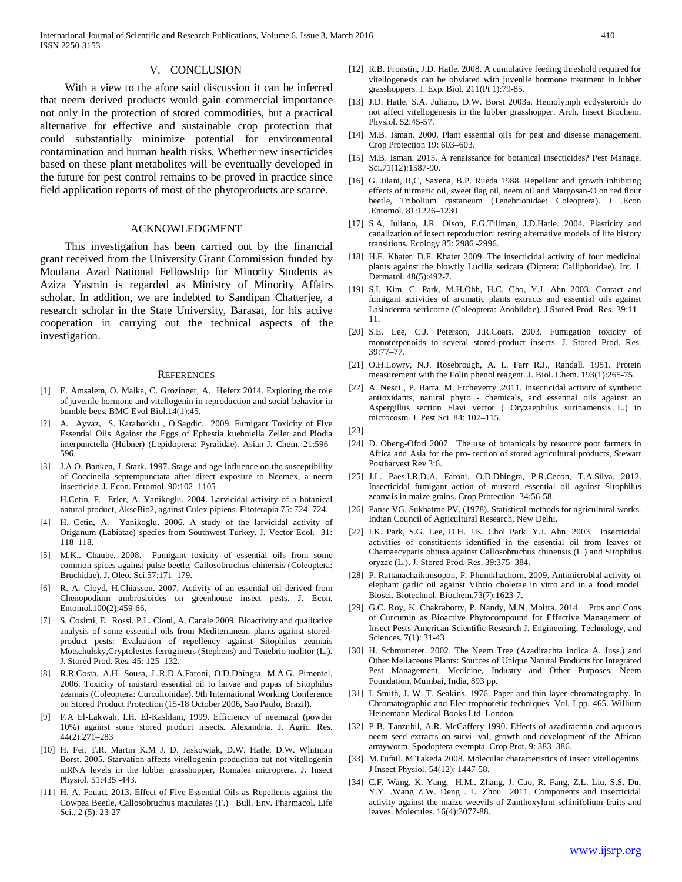## V. CONCLUSION

With a view to the afore said discussion it can be inferred that neem derived products would gain commercial importance not only in the protection of stored commodities, but a practical alternative for effective and sustainable crop protection that could substantially minimize potential for environmental contamination and human health risks. Whether new insecticides based on these plant metabolites will be eventually developed in the future for pest control remains to be proved in practice since field application reports of most of the phytoproducts are scarce.

## ACKNOWLEDGMENT

This investigation has been carried out by the financial grant received from the University Grant Commission funded by Moulana Azad National Fellowship for Minority Students as Aziza Yasmin is regarded as Ministry of Minority Affairs scholar. In addition, we are indebted to Sandipan Chatterjee, a research scholar in the State University, Barasat, for his active cooperation in carrying out the technical aspects of the investigation.

## REFERENCES

[1] E. Amsalem, O. Malka, C. Grozinger, A. Hefetz 2014. Exploring the role of juvenile hormone and vitellogenin in reproduction and social behavior in bumble bees. BMC Evol Biol.14(1):45.

[2] A. Ayvaz, S. Karaborklu , O.Sagdic. 2009. Fumigant Toxicity of Five Essential Oils Against the Eggs of Ephestia kuehniella Zeller and Plodia interpunctella (Hübner) (Lepidoptera: Pyralidae). Asian J. Chem. 21:596–596.

[3] J.A.O. Banken, J. Stark. 1997. Stage and age influence on the susceptibility of Coccinella septempunctata after direct exposure to Neemex, a neem insecticide. J. Econ. Entomol. 90:102–1105

H.Cetin, F. Erler, A. Yanikoglu. 2004. Larvicidal activity of a botanical natural product, AkseBio2, against Culex pipiens. Fitoterapia 75: 724–724.

[4] H. Cetin, A. Yanikoglu. 2006. A study of the larvicidal activity of Origanum (Labiatae) species from Southwest Turkey. J. Vector Ecol. 31: 118–118.

[5] M.K.. Chaube. 2008. Fumigant toxicity of essential oils from some common spices against pulse beetle, Callosobruchus chinensis (Coleoptera: Bruchidae). J. Oleo. Sci.57:171–179.

[6] R. A. Cloyd. H.Chiasson. 2007. Activity of an essential oil derived from Chenopodium ambrosioides on greenhouse insect pests. J. Econ. Entomol.100(2):459-66.

[7] S. Cosimi, E. Rossi, P.L. Cioni, A. Canale 2009. Bioactivity and qualitative analysis of some essential oils from Mediterranean plants against stored-product pests: Evaluation of repellency against Sitophilus zeamais Motschulsky,Cryptolestes ferrugineus (Stephens) and Tenebrio molitor (L.). J. Stored Prod. Res. 45: 125–132.

[8] R.R.Costa, A.H. Sousa, L.R.D.A.Faroni, O.D.Dhingra, M.A.G. Pimentel. 2006. Toxicity of mustard essential oil to larvae and pupas of Sitophilus zeamais (Coleoptera: Curculionidae). 9th International Working Conference on Stored Product Protection (15-18 October 2006, Sao Paulo, Brazil).

[9] F.A El-Lakwah, I.H. El-Kashlam, 1999. Efficiency of neemazal (powder 10%) against some stored product insects. Alexandria. J. Agric. Res. 44(2):271–283

[10] H. Fei, T.R. Martin K.M J. D. Jaskowiak, D.W. Hatle, D.W. Whitman Borst. 2005. Starvation affects vitellogenin production but not vitellogenin mRNA levels in the lubber grasshopper, Romalea microptera. J. Insect Physiol. 51:435 -443.

[11] H. A. Fouad. 2013. Effect of Five Essential Oils as Repellents against the Cowpea Beetle, Callosobruchus maculates (F.) Bull. Env. Pharmacol. Life Sci., 2 (5): 23-27

[12] R.B. Fronstin, J.D. Hatle. 2008. A cumulative feeding threshold required for vitellogenesis can be obviated with juvenile hormone treatment in lubber grasshoppers. J. Exp. Biol. 211(Pt 1):79-85.

[13] J.D. Hatle. S.A. Juliano, D.W. Borst 2003a. Hemolymph ecdysteroids do not affect vitellogenesis in the lubber grasshopper. Arch. Insect Biochem. Physiol. 52:45-57.

[14] M.B. Isman. 2000. Plant essential oils for pest and disease management. Crop Protection 19: 603–603.

[15] M.B. Isman. 2015. A renaissance for botanical insecticides? Pest Manage. Sci.71(12):1587-90.

[16] G. Jilani, R,C, Saxena, B.P. Rueda 1988. Repellent and growth inhibiting effects of turmeric oil, sweet flag oil, neem oil and Margosan-O on red flour beetle, Tribolium castaneum (Tenebrionidae: Coleoptera). J .Econ .Entomol. 81:1226–1230.

[17] S.A, Juliano, J.R. Olson, E.G.Tillman, J.D.Hatle. 2004. Plasticity and canalization of insect reproduction: testing alternative models of life history transitions. Ecology 85: 2986 -2996.

[18] H.F. Khater, D.F. Khater 2009. The insecticidal activity of four medicinal plants against the blowfly Lucilia sericata (Diptera: Calliphoridae). Int. J. Dermatol. 48(5):492-7.

[19] S.I. Kim, C. Park, M.H.Ohh, H.C. Cho, Y.J. Ahn 2003. Contact and fumigant activities of aromatic plants extracts and essential oils against Lasioderma serricorne (Coleoptera: Anobiidae). J.Stored Prod. Res. 39:11–11.

[20] S.E. Lee, C.J. Peterson, J.R.Coats. 2003. Fumigation toxicity of monoterpenoids to several stored-product insects. J. Stored Prod. Res. 39:77–77.

[21] O.H.Lowry, N.J. Rosebrough, A. I.. Farr R.J., Randall. 1951. Protein measurement with the Folin phenol reagent. J. Biol. Chem. 193(1):265-75.

[22] A. Nesci , P. Barra. M. Etcheverry .2011. Insecticidal activity of synthetic antioxidants, natural phyto - chemicals, and essential oils against an Aspergillus section Flavi vector ( Oryzaephilus surinamensis L.) in microcosm. J. Pest Sci. 84: 107–115.

[23]

[24] D. Obeng-Ofori 2007. The use of botanicals by resource poor farmers in Africa and Asia for the pro- tection of stored agricultural products, Stewart Postharvest Rev 3:6.

[25] J.L. Paes,I.R.D.A. Faroni, O.D.Dhingra, P.R.Cecon, T.A.Silva. 2012. Insecticidal fumigant action of mustard essential oil against Sitophilus zeamais in maize grains. Crop Protection. 34:56-58.

[26] Panse VG. Sukhatme PV. (1978). Statistical methods for agricultural works. Indian Council of Agricultural Research, New Delhi.

[27] I.K. Park, S.G. Lee, D.H. J.K. Choi Park. Y.J. Ahn. 2003. Insecticidal activities of constituents identified in the essential oil from leaves of Chamaecyparis obtusa against Callosobruchus chinensis (L.) and Sitophilus oryzae (L.). J. Stored Prod. Res. 39:375–384.

[28] P. Rattanachaikunsopon, P. Phumkhachorn. 2009. Antimicrobial activity of elephant garlic oil against Vibrio cholerae in vitro and in a food model. Biosci. Biotechnol. Biochem.73(7):1623-7.

[29] G.C. Roy, K. Chakraborty, P. Nandy, M.N. Moitra. 2014. Pros and Cons of Curcumin as Bioactive Phytocompound for Effective Management of Insect Pests American Scientific Research J. Engineering, Technology, and Sciences. 7(1): 31-43

[30] H. Schmutterer. 2002. The Neem Tree (Azadirachta indica A. Juss.) and Other Meliaceous Plants: Sources of Unique Natural Products for Integrated Pest Management, Medicine, Industry and Other Purposes. Neem Foundation, Mumbai, India, 893 pp.

[31] I. Smith, J. W. T. Seakins. 1976. Paper and thin layer chromatography. In Chromatographic and Elec-trophoretic techniques. Vol. I pp. 465. Willium Heinemann Medical Books Ltd. London.

[32] P B. Tanzubil, A.R. McCaffery 1990. Effects of azadirachtin and aqueous neem seed extracts on survi- val, growth and development of the African armyworm, Spodoptera exempta. Crop Prot. 9: 383–386.

[33] M.Tufail. M.Takeda 2008. Molecular characteristics of insect vitellogenins. J Insect Physiol. 54(12): 1447-58.

[34] C.F. Wang, K. Yang, H.M.. Zhang, J. Cao, R. Fang, Z.L. Liu, S.S. Du, Y.Y. .Wang Z.W. Deng . L. Zhou 2011. Components and insecticidal activity against the maize weevils of Zanthoxylum schinifolium fruits and leaves. Molecules. 16(4):3077-88.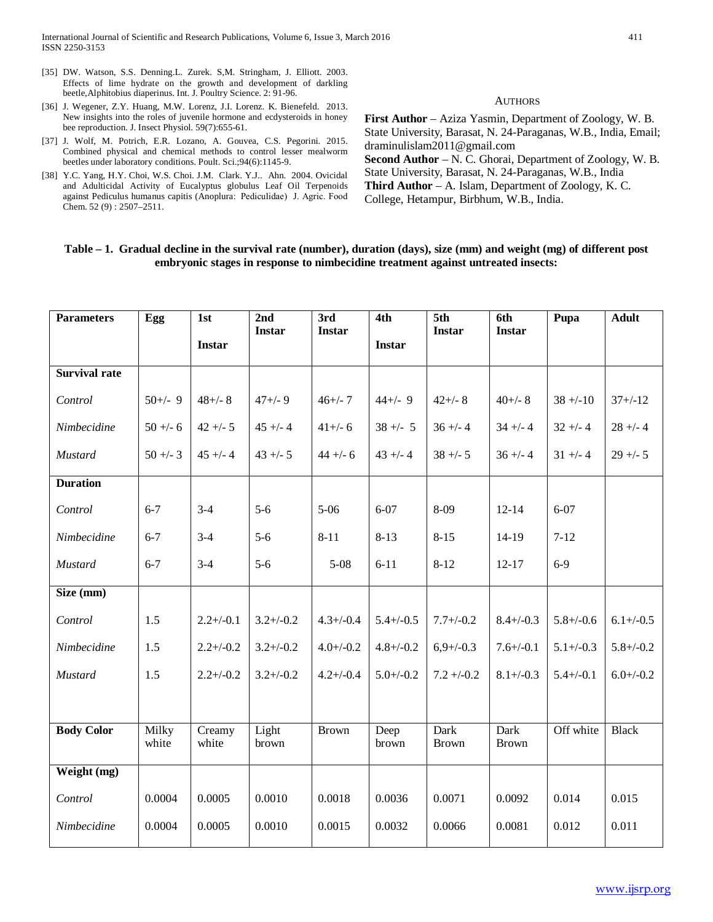[35] DW. Watson, S.S. Denning.L. Zurek. S,M. Stringham, J. Elliott. 2003. Effects of lime hydrate on the growth and development of darkling beetle,Alphitobius diaperinus. Int. J. Poultry Science. 2: 91-96.

[36] J. Wegener, Z.Y. Huang, M.W. Lorenz, J.I. Lorenz. K. Bienefeld. 2013. New insights into the roles of juvenile hormone and ecdysteroids in honey bee reproduction. J. Insect Physiol. 59(7):655-61.

[37] J. Wolf, M. Potrich, E.R. Lozano, A. Gouvea, C.S. Pegorini. 2015. Combined physical and chemical methods to control lesser mealworm beetles under laboratory conditions. Poult. Sci.;94(6):1145-9.

[38] Y.C. Yang, H.Y. Choi, W.S. Choi. J.M. Clark. Y.J.. Ahn. 2004. Ovicidal and Adulticidal Activity of Eucalyptus globulus Leaf Oil Terpenoids against Pediculus humanus capitis (Anoplura: Pediculidae) J. Agric. Food Chem. 52 (9) : 2507–2511.

## AUTHORS

**First Author** – Aziza Yasmin, Department of Zoology, W. B. State University, Barasat, N. 24-Paraganas, W.B., India, Email; draminulislam2011@gmail.com

**Second Author** – N. C. Ghorai, Department of Zoology, W. B. State University, Barasat, N. 24-Paraganas, W.B., India

**Third Author** – A. Islam, Department of Zoology, K. C. College, Hetampur, Birbhum, W.B., India.

**Table – 1. Gradual decline in the survival rate (number), duration (days), size (mm) and weight (mg) of different post embryonic stages in response to nimbecidine treatment against untreated insects:**

| Parameters | Egg | 1st Instar | 2nd Instar | 3rd Instar | 4th Instar | 5th Instar | 6th Instar | Pupa | Adult |
|---|---|---|---|---|---|---|---|---|---|
| **Survival rate** | | | | | | | | | |
| *Control* | 50+/- 9 | 48+/- 8 | 47+/- 9 | 46+/- 7 | 44+/- 9 | 42+/- 8 | 40+/- 8 | 38 +/-10 | 37+/-12 |
| *Nimbecidine* | 50 +/- 6 | 42 +/- 5 | 45 +/- 4 | 41+/- 6 | 38 +/- 5 | 36 +/- 4 | 34 +/- 4 | 32 +/- 4 | 28 +/- 4 |
| *Mustard* | 50 +/- 3 | 45 +/- 4 | 43 +/- 5 | 44 +/- 6 | 43 +/- 4 | 38 +/- 5 | 36 +/- 4 | 31 +/- 4 | 29 +/- 5 |
| **Duration** | | | | | | | | | |
| *Control* | 6-7 | 3-4 | 5-6 | 5-06 | 6-07 | 8-09 | 12-14 | 6-07 | |
| *Nimbecidine* | 6-7 | 3-4 | 5-6 | 8-11 | 8-13 | 8-15 | 14-19 | 7-12 | |
| *Mustard* | 6-7 | 3-4 | 5-6 | 5-08 | 6-11 | 8-12 | 12-17 | 6-9 | |
| **Size (mm)** | | | | | | | | | |
| *Control* | 1.5 | 2.2+/-0.1 | 3.2+/-0.2 | 4.3+/-0.4 | 5.4+/-0.5 | 7.7+/-0.2 | 8.4+/-0.3 | 5.8+/-0.6 | 6.1+/-0.5 |
| *Nimbecidine* | 1.5 | 2.2+/-0.2 | 3.2+/-0.2 | 4.0+/-0.2 | 4.8+/-0.2 | 6,9+/-0.3 | 7.6+/-0.1 | 5.1+/-0.3 | 5.8+/-0.2 |
| *Mustard* | 1.5 | 2.2+/-0.2 | 3.2+/-0.2 | 4.2+/-0.4 | 5.0+/-0.2 | 7.2 +/-0.2 | 8.1+/-0.3 | 5.4+/-0.1 | 6.0+/-0.2 |
| **Body Color** | Milky white | Creamy white | Light brown | Brown | Deep brown | Dark Brown | Dark Brown | Off white | Black |
| **Weight (mg)** | | | | | | | | | |
| *Control* | 0.0004 | 0.0005 | 0.0010 | 0.0018 | 0.0036 | 0.0071 | 0.0092 | 0.014 | 0.015 |
| *Nimbecidine* | 0.0004 | 0.0005 | 0.0010 | 0.0015 | 0.0032 | 0.0066 | 0.0081 | 0.012 | 0.011 |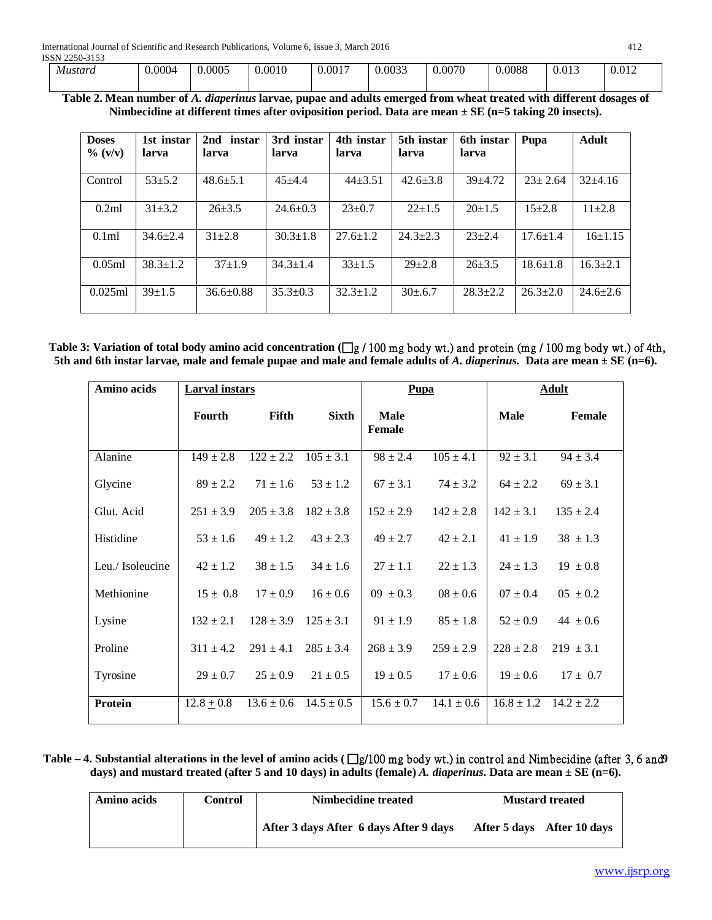| *Mustard* | 0.0004 | 0.0005 | 0.0010 | 0.0017 | 0.0033 | 0.0070 | 0.0088 | 0.013 | 0.012 |
|---|---|---|---|---|---|---|---|---|---|

**Table 2. Mean number of *A. diaperinus* larvae, pupae and adults emerged from wheat treated with different dosages of Nimbecidine at different times after oviposition period. Data are mean ± SE (n=5 taking 20 insects).**

| Doses % (v/v) | 1st instar larva | 2nd instar larva | 3rd instar larva | 4th instar larva | 5th instar larva | 6th instar larva | Pupa | Adult |
|---|---|---|---|---|---|---|---|---|
| Control | 53±5.2 | 48.6±5.1 | 45±4.4 | 44±3.51 | 42.6±3.8 | 39±4.72 | 23± 2.64 | 32±4.16 |
| 0.2ml | 31±3.2 | 26±3.5 | 24.6±0.3 | 23±0.7 | 22±1.5 | 20±1.5 | 15±2.8 | 11±2.8 |
| 0.1ml | 34.6±2.4 | 31±2.8 | 30.3±1.8 | 27.6±1.2 | 24.3±2.3 | 23±2.4 | 17.6±1.4 | 16±1.15 |
| 0.05ml | 38.3±1.2 | 37±1.9 | 34.3±1.4 | 33±1.5 | 29±2.8 | 26±3.5 | 18.6±1.8 | 16.3±2.1 |
| 0.025ml | 39±1.5 | 36.6±0.88 | 35.3±0.3 | 32.3±1.2 | 30±.6.7 | 28.3±2.2 | 26.3±2.0 | 24.6±2.6 |

**Table 3: Variation of total body amino acid concentration (µg / 100 mg body wt.) and protein (mg / 100 mg body wt.) of 4th, 5th and 6th instar larvae, male and female pupae and male and female adults of *A. diaperinus*. Data are mean ± SE (n=6).**

| Amino acids | Larval instars | | | Pupa | | Adult | |
|---|---|---|---|---|---|---|---|
| | Fourth | Fifth | Sixth | Male | Female | Male | Female |
| Alanine | 149 ± 2.8 | 122 ± 2.2 | 105 ± 3.1 | 98 ± 2.4 | 105 ± 4.1 | 92 ± 3.1 | 94 ± 3.4 |
| Glycine | 89 ± 2.2 | 71 ± 1.6 | 53 ± 1.2 | 67 ± 3.1 | 74 ± 3.2 | 64 ± 2.2 | 69 ± 3.1 |
| Glut. Acid | 251 ± 3.9 | 205 ± 3.8 | 182 ± 3.8 | 152 ± 2.9 | 142 ± 2.8 | 142 ± 3.1 | 135 ± 2.4 |
| Histidine | 53 ± 1.6 | 49 ± 1.2 | 43 ± 2.3 | 49 ± 2.7 | 42 ± 2.1 | 41 ± 1.9 | 38 ± 1.3 |
| Leu./ Isoleucine | 42 ± 1.2 | 38 ± 1.5 | 34 ± 1.6 | 27 ± 1.1 | 22 ± 1.3 | 24 ± 1.3 | 19 ± 0.8 |
| Methionine | 15 ± 0.8 | 17 ± 0.9 | 16 ± 0.6 | 09 ± 0.3 | 08 ± 0.6 | 07 ± 0.4 | 05 ± 0.2 |
| Lysine | 132 ± 2.1 | 128 ± 3.9 | 125 ± 3.1 | 91 ± 1.9 | 85 ± 1.8 | 52 ± 0.9 | 44 ± 0.6 |
| Proline | 311 ± 4.2 | 291 ± 4.1 | 285 ± 3.4 | 268 ± 3.9 | 259 ± 2.9 | 228 ± 2.8 | 219 ± 3.1 |
| Tyrosine | 29 ± 0.7 | 25 ± 0.9 | 21 ± 0.5 | 19 ± 0.5 | 17 ± 0.6 | 19 ± 0.6 | 17 ± 0.7 |
| **Protein** | 12.8 ± 0.8 | 13.6 ± 0.6 | 14.5 ± 0.5 | 15.6 ± 0.7 | 14.1 ± 0.6 | 16.8 ± 1.2 | 14.2 ± 2.2 |

**Table – 4. Substantial alterations in the level of amino acids (µg/100 mg body wt.) in control and Nimbecidine (after 3, 6 and 9 days) and mustard treated (after 5 and 10 days) in adults (female) *A. diaperinus*. Data are mean ± SE (n=6).**

| Amino acids | Control | Nimbecidine treated | | | Mustard treated | |
|---|---|---|---|---|---|---|
| | | After 3 days | After 6 days | After 9 days | After 5 days | After 10 days |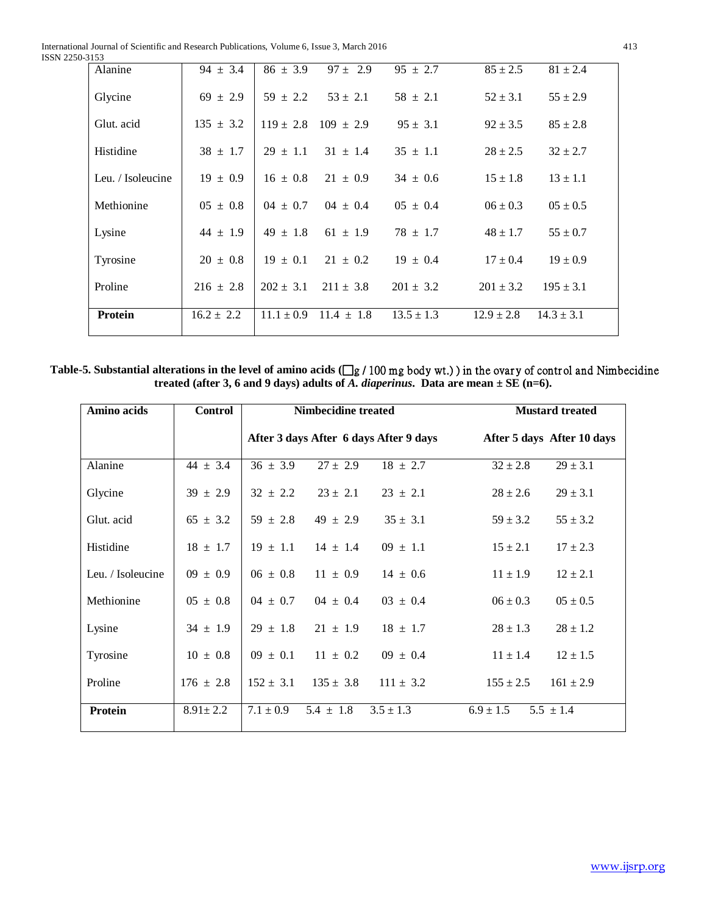| Alanine | 94 ± 3.4 | 86 ± 3.9 | 97 ± 2.9 | 95 ± 2.7 | 85 ± 2.5 | 81 ± 2.4 |
| --- | --- | --- | --- | --- | --- | --- |
| Glycine | 69 ± 2.9 | 59 ± 2.2 | 53 ± 2.1 | 58 ± 2.1 | 52 ± 3.1 | 55 ± 2.9 |
| Glut. acid | 135 ± 3.2 | 119 ± 2.8 | 109 ± 2.9 | 95 ± 3.1 | 92 ± 3.5 | 85 ± 2.8 |
| Histidine | 38 ± 1.7 | 29 ± 1.1 | 31 ± 1.4 | 35 ± 1.1 | 28 ± 2.5 | 32 ± 2.7 |
| Leu. / Isoleucine | 19 ± 0.9 | 16 ± 0.8 | 21 ± 0.9 | 34 ± 0.6 | 15 ± 1.8 | 13 ± 1.1 |
| Methionine | 05 ± 0.8 | 04 ± 0.7 | 04 ± 0.4 | 05 ± 0.4 | 06 ± 0.3 | 05 ± 0.5 |
| Lysine | 44 ± 1.9 | 49 ± 1.8 | 61 ± 1.9 | 78 ± 1.7 | 48 ± 1.7 | 55 ± 0.7 |
| Tyrosine | 20 ± 0.8 | 19 ± 0.1 | 21 ± 0.2 | 19 ± 0.4 | 17 ± 0.4 | 19 ± 0.9 |
| Proline | 216 ± 2.8 | 202 ± 3.1 | 211 ± 3.8 | 201 ± 3.2 | 201 ± 3.2 | 195 ± 3.1 |
| **Protein** | 16.2 ± 2.2 | 11.1 ± 0.9 | 11.4 ± 1.8 | 13.5 ± 1.3 | 12.9 ± 2.8 | 14.3 ± 3.1 |

**Table-5. Substantial alterations in the level of amino acids (µg / 100 mg body wt.) ) in the ovary of control and Nimbecidine treated (after 3, 6 and 9 days) adults of *A. diaperinus*. Data are mean ± SE (n=6).**

| **Amino acids** | **Control** | **Nimbecidine treated** | | | **Mustard treated** | |
| --- | --- | --- | --- | --- | --- | --- |
| | | **After 3 days** | **After 6 days** | **After 9 days** | **After 5 days** | **After 10 days** |
| Alanine | 44 ± 3.4 | 36 ± 3.9 | 27 ± 2.9 | 18 ± 2.7 | 32 ± 2.8 | 29 ± 3.1 |
| Glycine | 39 ± 2.9 | 32 ± 2.2 | 23 ± 2.1 | 23 ± 2.1 | 28 ± 2.6 | 29 ± 3.1 |
| Glut. acid | 65 ± 3.2 | 59 ± 2.8 | 49 ± 2.9 | 35 ± 3.1 | 59 ± 3.2 | 55 ± 3.2 |
| Histidine | 18 ± 1.7 | 19 ± 1.1 | 14 ± 1.4 | 09 ± 1.1 | 15 ± 2.1 | 17 ± 2.3 |
| Leu. / Isoleucine | 09 ± 0.9 | 06 ± 0.8 | 11 ± 0.9 | 14 ± 0.6 | 11 ± 1.9 | 12 ± 2.1 |
| Methionine | 05 ± 0.8 | 04 ± 0.7 | 04 ± 0.4 | 03 ± 0.4 | 06 ± 0.3 | 05 ± 0.5 |
| Lysine | 34 ± 1.9 | 29 ± 1.8 | 21 ± 1.9 | 18 ± 1.7 | 28 ± 1.3 | 28 ± 1.2 |
| Tyrosine | 10 ± 0.8 | 09 ± 0.1 | 11 ± 0.2 | 09 ± 0.4 | 11 ± 1.4 | 12 ± 1.5 |
| Proline | 176 ± 2.8 | 152 ± 3.1 | 135 ± 3.8 | 111 ± 3.2 | 155 ± 2.5 | 161 ± 2.9 |
| **Protein** | 8.91± 2.2 | 7.1 ± 0.9 | 5.4 ± 1.8 | 3.5 ± 1.3 | 6.9 ± 1.5 | 5.5 ± 1.4 |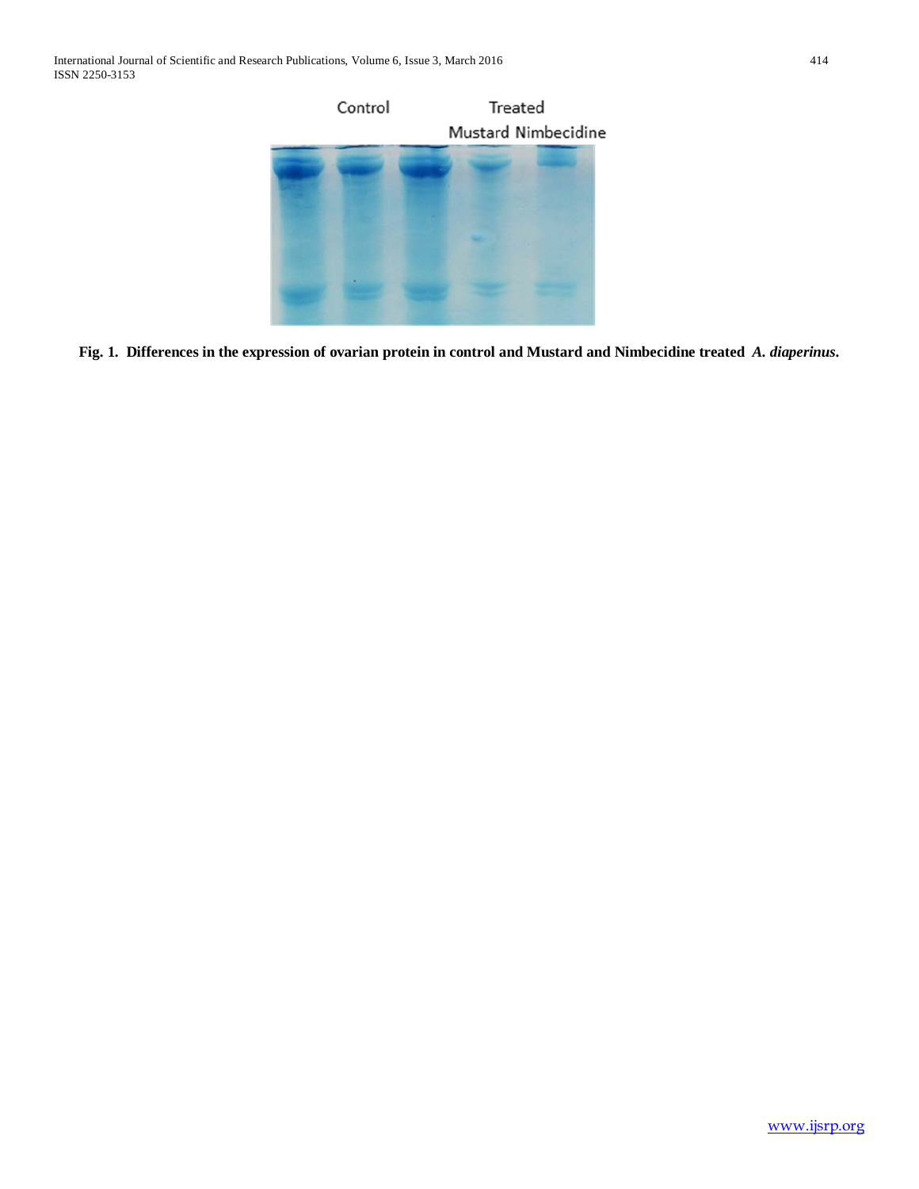Control

Treated

Mustard Nimbecidine

**Fig. 1. Differences in the expression of ovarian protein in control and Mustard and Nimbecidine treated *A. diaperinus*.**